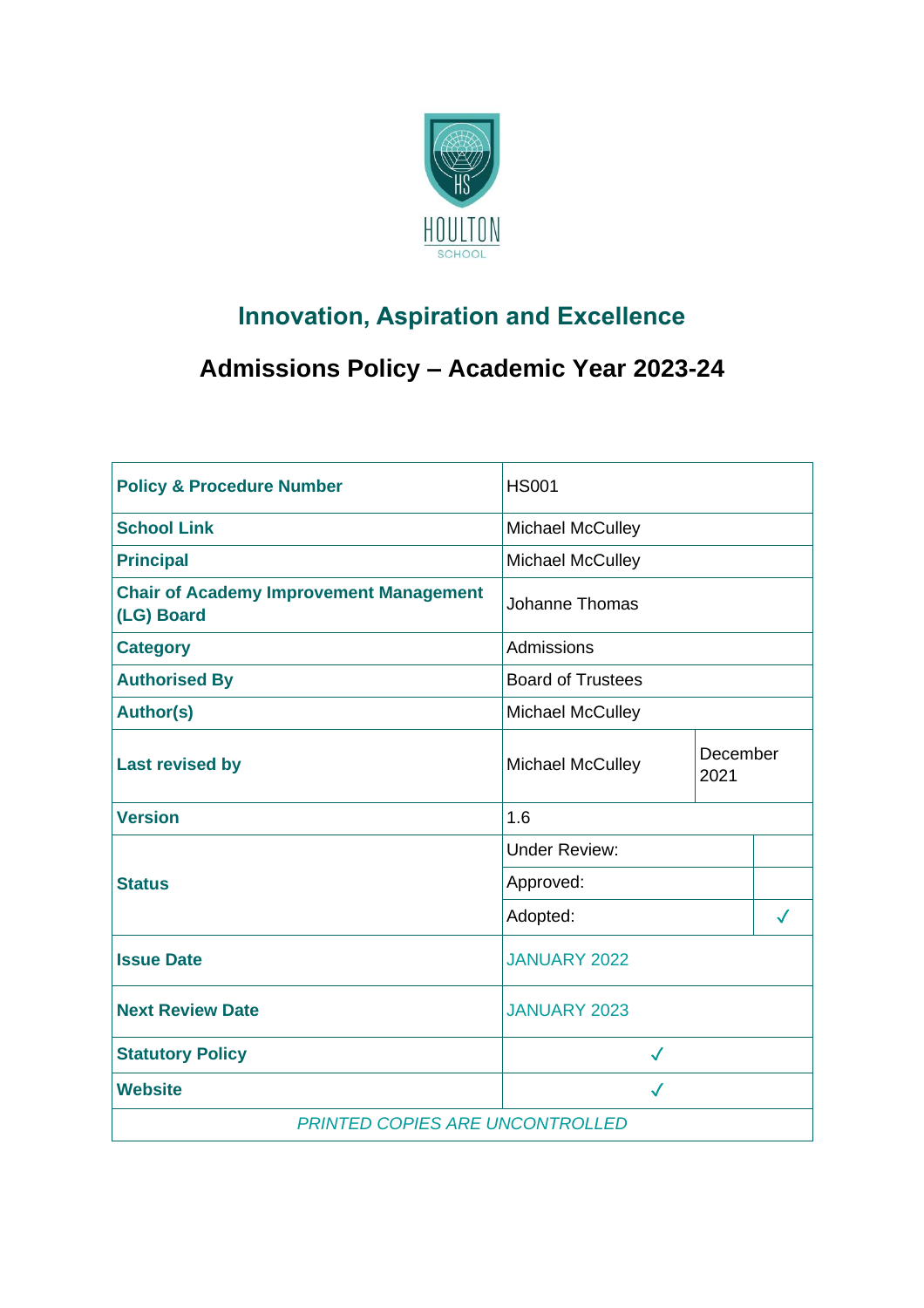HOULTON SCHOOL

## Innovation, Aspiration and Excellence

# Admissions Policy – Academic Year 2023-24

| | | |
|---|---|---|
| **Policy & Procedure Number** | HS001 | |
| **School Link** | Michael McCulley | |
| **Principal** | Michael McCulley | |
| **Chair of Academy Improvement Management (LG) Board** | Johanne Thomas | |
| **Category** | Admissions | |
| **Authorised By** | Board of Trustees | |
| **Author(s)** | Michael McCulley | |
| **Last revised by** | Michael McCulley | December 2021 |
| **Version** | 1.6 | |
| **Status** | Under Review: | |
| | Approved: | |
| | Adopted: | ✓ |
| **Issue Date** | JANUARY 2022 | |
| **Next Review Date** | JANUARY 2023 | |
| **Statutory Policy** | ✓ | |
| **Website** | ✓ | |

*PRINTED COPIES ARE UNCONTROLLED*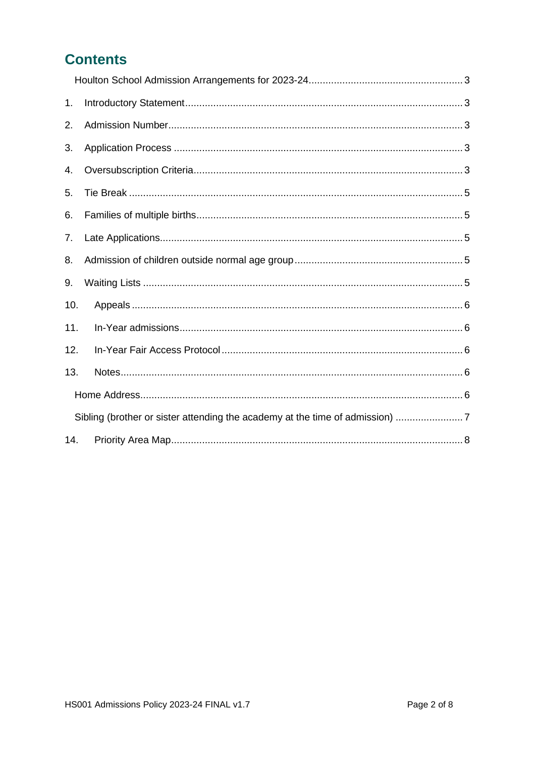## Contents

Houlton School Admission Arrangements for 2023-24 .......... 3

1. Introductory Statement .......... 3
2. Admission Number .......... 3
3. Application Process .......... 3
4. Oversubscription Criteria .......... 3
5. Tie Break .......... 5
6. Families of multiple births .......... 5
7. Late Applications .......... 5
8. Admission of children outside normal age group .......... 5
9. Waiting Lists .......... 5
10. Appeals .......... 6
11. In-Year admissions .......... 6
12. In-Year Fair Access Protocol .......... 6
13. Notes .......... 6

Home Address .......... 6

Sibling (brother or sister attending the academy at the time of admission) .......... 7

14. Priority Area Map .......... 8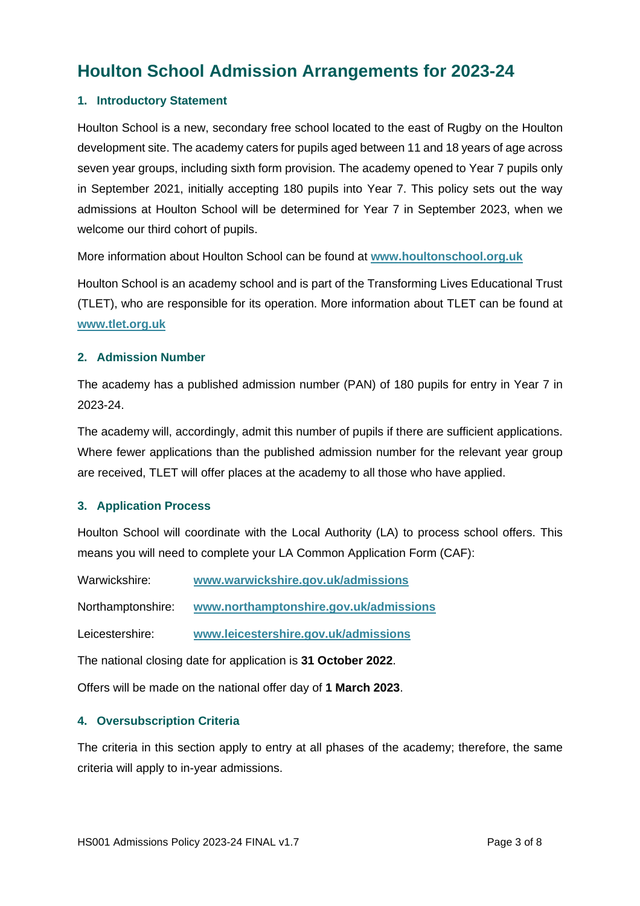# Houlton School Admission Arrangements for 2023-24

## 1. Introductory Statement

Houlton School is a new, secondary free school located to the east of Rugby on the Houlton development site. The academy caters for pupils aged between 11 and 18 years of age across seven year groups, including sixth form provision. The academy opened to Year 7 pupils only in September 2021, initially accepting 180 pupils into Year 7. This policy sets out the way admissions at Houlton School will be determined for Year 7 in September 2023, when we welcome our third cohort of pupils.

More information about Houlton School can be found at **www.houltonschool.org.uk**

Houlton School is an academy school and is part of the Transforming Lives Educational Trust (TLET), who are responsible for its operation. More information about TLET can be found at **www.tlet.org.uk**

## 2. Admission Number

The academy has a published admission number (PAN) of 180 pupils for entry in Year 7 in 2023-24.

The academy will, accordingly, admit this number of pupils if there are sufficient applications. Where fewer applications than the published admission number for the relevant year group are received, TLET will offer places at the academy to all those who have applied.

## 3. Application Process

Houlton School will coordinate with the Local Authority (LA) to process school offers. This means you will need to complete your LA Common Application Form (CAF):

Warwickshire: **www.warwickshire.gov.uk/admissions**

Northamptonshire: **www.northamptonshire.gov.uk/admissions**

Leicestershire: **www.leicestershire.gov.uk/admissions**

The national closing date for application is **31 October 2022**.

Offers will be made on the national offer day of **1 March 2023**.

## 4. Oversubscription Criteria

The criteria in this section apply to entry at all phases of the academy; therefore, the same criteria will apply to in-year admissions.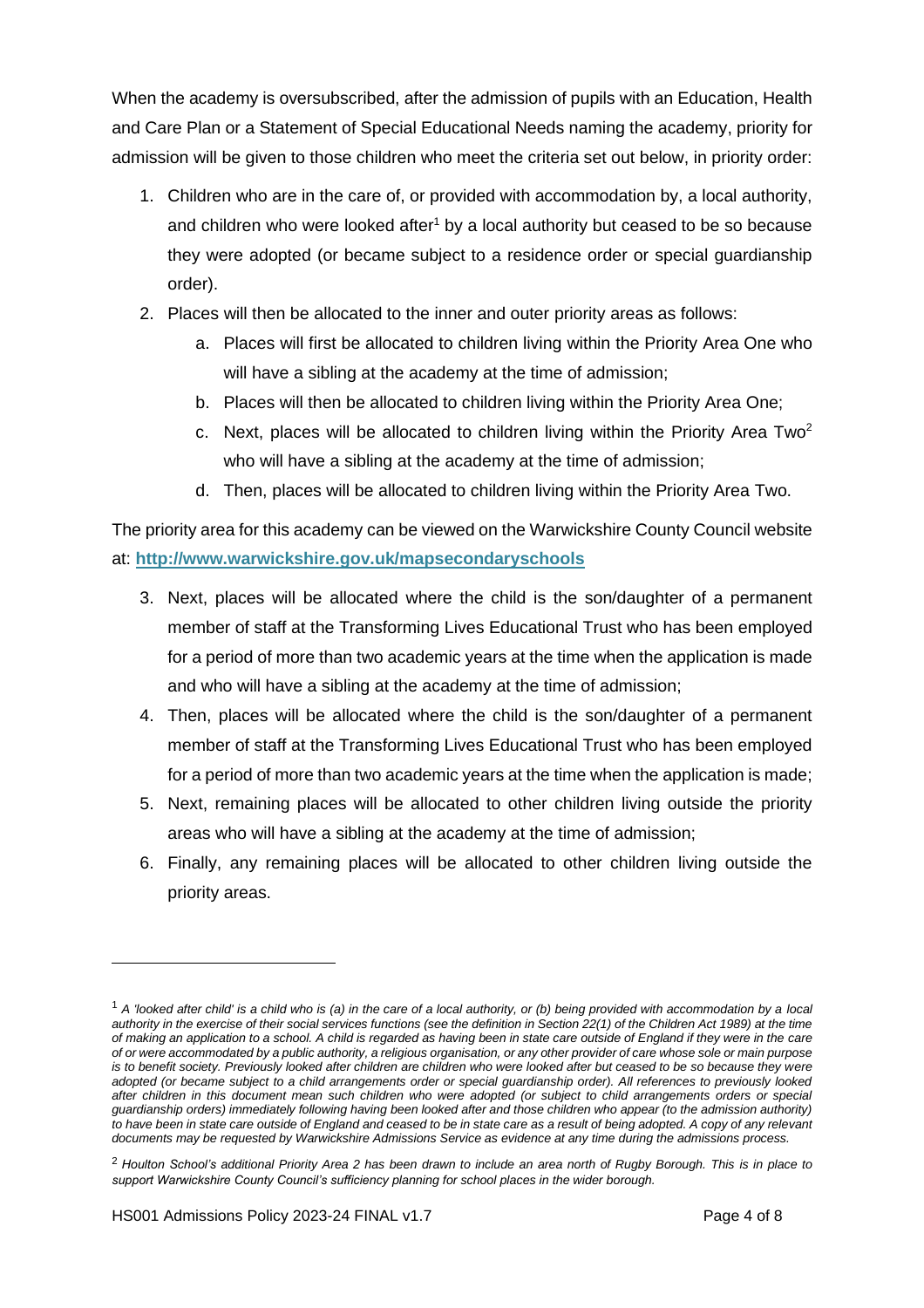When the academy is oversubscribed, after the admission of pupils with an Education, Health and Care Plan or a Statement of Special Educational Needs naming the academy, priority for admission will be given to those children who meet the criteria set out below, in priority order:

1. Children who are in the care of, or provided with accommodation by, a local authority, and children who were looked after[1] by a local authority but ceased to be so because they were adopted (or became subject to a residence order or special guardianship order).
2. Places will then be allocated to the inner and outer priority areas as follows:
   a. Places will first be allocated to children living within the Priority Area One who will have a sibling at the academy at the time of admission;
   b. Places will then be allocated to children living within the Priority Area One;
   c. Next, places will be allocated to children living within the Priority Area Two[2] who will have a sibling at the academy at the time of admission;
   d. Then, places will be allocated to children living within the Priority Area Two.

The priority area for this academy can be viewed on the Warwickshire County Council website at: **http://www.warwickshire.gov.uk/mapsecondaryschools**

3. Next, places will be allocated where the child is the son/daughter of a permanent member of staff at the Transforming Lives Educational Trust who has been employed for a period of more than two academic years at the time when the application is made and who will have a sibling at the academy at the time of admission;
4. Then, places will be allocated where the child is the son/daughter of a permanent member of staff at the Transforming Lives Educational Trust who has been employed for a period of more than two academic years at the time when the application is made;
5. Next, remaining places will be allocated to other children living outside the priority areas who will have a sibling at the academy at the time of admission;
6. Finally, any remaining places will be allocated to other children living outside the priority areas.

---

[1] *A 'looked after child' is a child who is (a) in the care of a local authority, or (b) being provided with accommodation by a local authority in the exercise of their social services functions (see the definition in Section 22(1) of the Children Act 1989) at the time of making an application to a school. A child is regarded as having been in state care outside of England if they were in the care of or were accommodated by a public authority, a religious organisation, or any other provider of care whose sole or main purpose is to benefit society. Previously looked after children are children who were looked after but ceased to be so because they were adopted (or became subject to a child arrangements order or special guardianship order). All references to previously looked after children in this document mean such children who were adopted (or subject to child arrangements orders or special guardianship orders) immediately following having been looked after and those children who appear (to the admission authority) to have been in state care outside of England and ceased to be in state care as a result of being adopted. A copy of any relevant documents may be requested by Warwickshire Admissions Service as evidence at any time during the admissions process.*

[2] *Houlton School's additional Priority Area 2 has been drawn to include an area north of Rugby Borough. This is in place to support Warwickshire County Council's sufficiency planning for school places in the wider borough.*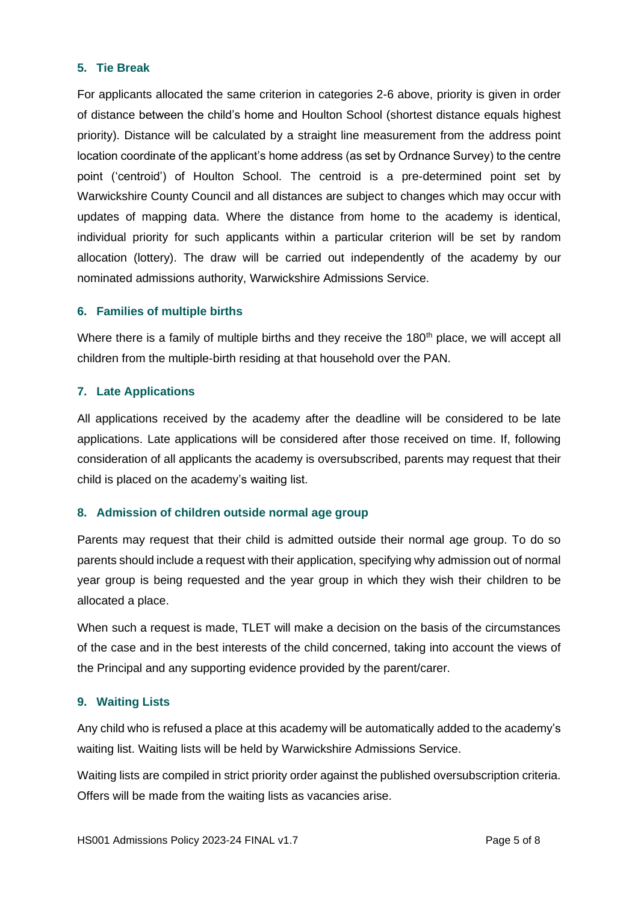## 5. Tie Break

For applicants allocated the same criterion in categories 2-6 above, priority is given in order of distance between the child's home and Houlton School (shortest distance equals highest priority). Distance will be calculated by a straight line measurement from the address point location coordinate of the applicant's home address (as set by Ordnance Survey) to the centre point ('centroid') of Houlton School. The centroid is a pre-determined point set by Warwickshire County Council and all distances are subject to changes which may occur with updates of mapping data. Where the distance from home to the academy is identical, individual priority for such applicants within a particular criterion will be set by random allocation (lottery). The draw will be carried out independently of the academy by our nominated admissions authority, Warwickshire Admissions Service.

## 6. Families of multiple births

Where there is a family of multiple births and they receive the 180th place, we will accept all children from the multiple-birth residing at that household over the PAN.

## 7. Late Applications

All applications received by the academy after the deadline will be considered to be late applications. Late applications will be considered after those received on time. If, following consideration of all applicants the academy is oversubscribed, parents may request that their child is placed on the academy's waiting list.

## 8. Admission of children outside normal age group

Parents may request that their child is admitted outside their normal age group. To do so parents should include a request with their application, specifying why admission out of normal year group is being requested and the year group in which they wish their children to be allocated a place.

When such a request is made, TLET will make a decision on the basis of the circumstances of the case and in the best interests of the child concerned, taking into account the views of the Principal and any supporting evidence provided by the parent/carer.

## 9. Waiting Lists

Any child who is refused a place at this academy will be automatically added to the academy's waiting list. Waiting lists will be held by Warwickshire Admissions Service.

Waiting lists are compiled in strict priority order against the published oversubscription criteria. Offers will be made from the waiting lists as vacancies arise.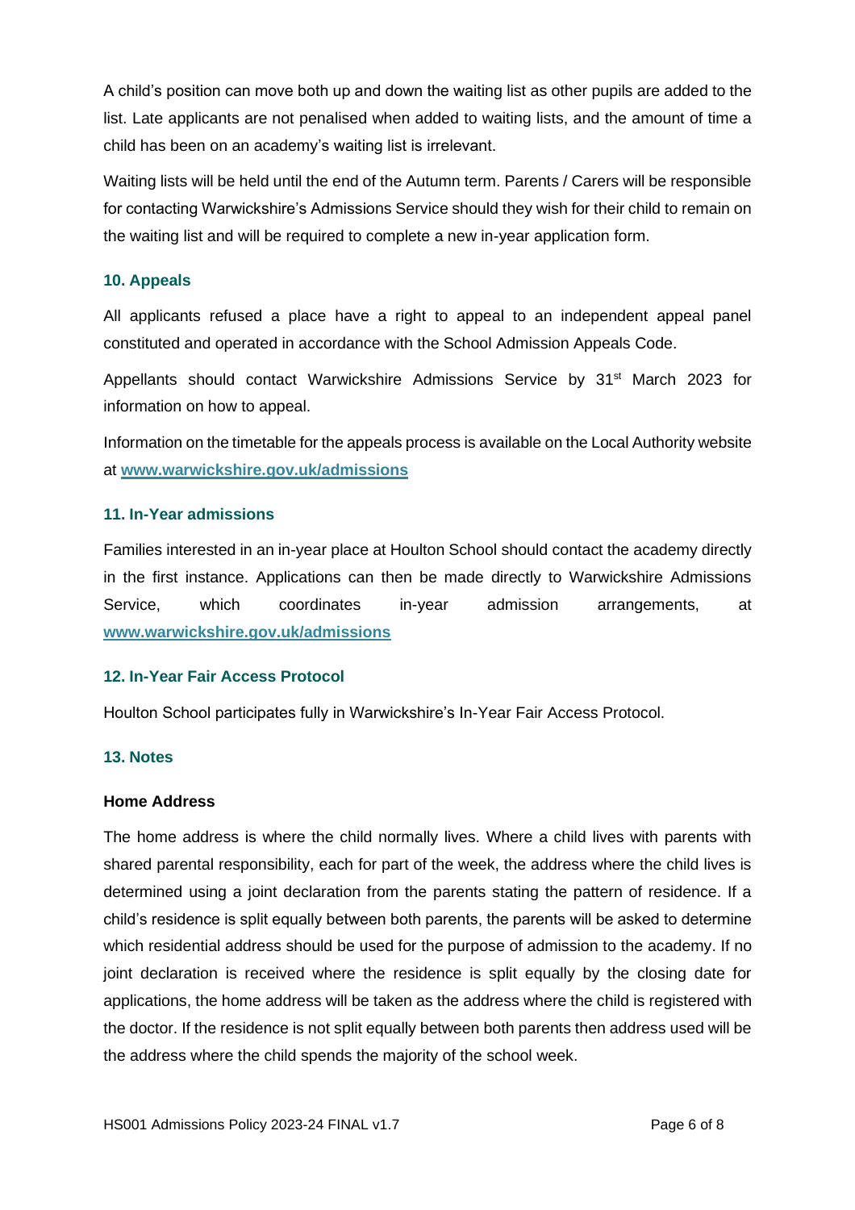A child's position can move both up and down the waiting list as other pupils are added to the list. Late applicants are not penalised when added to waiting lists, and the amount of time a child has been on an academy's waiting list is irrelevant.

Waiting lists will be held until the end of the Autumn term. Parents / Carers will be responsible for contacting Warwickshire's Admissions Service should they wish for their child to remain on the waiting list and will be required to complete a new in-year application form.

## 10. Appeals

All applicants refused a place have a right to appeal to an independent appeal panel constituted and operated in accordance with the School Admission Appeals Code.

Appellants should contact Warwickshire Admissions Service by 31st March 2023 for information on how to appeal.

Information on the timetable for the appeals process is available on the Local Authority website at **www.warwickshire.gov.uk/admissions**

## 11. In-Year admissions

Families interested in an in-year place at Houlton School should contact the academy directly in the first instance. Applications can then be made directly to Warwickshire Admissions Service, which coordinates in-year admission arrangements, at **www.warwickshire.gov.uk/admissions**

## 12. In-Year Fair Access Protocol

Houlton School participates fully in Warwickshire's In-Year Fair Access Protocol.

## 13. Notes

### Home Address

The home address is where the child normally lives. Where a child lives with parents with shared parental responsibility, each for part of the week, the address where the child lives is determined using a joint declaration from the parents stating the pattern of residence. If a child's residence is split equally between both parents, the parents will be asked to determine which residential address should be used for the purpose of admission to the academy. If no joint declaration is received where the residence is split equally by the closing date for applications, the home address will be taken as the address where the child is registered with the doctor. If the residence is not split equally between both parents then address used will be the address where the child spends the majority of the school week.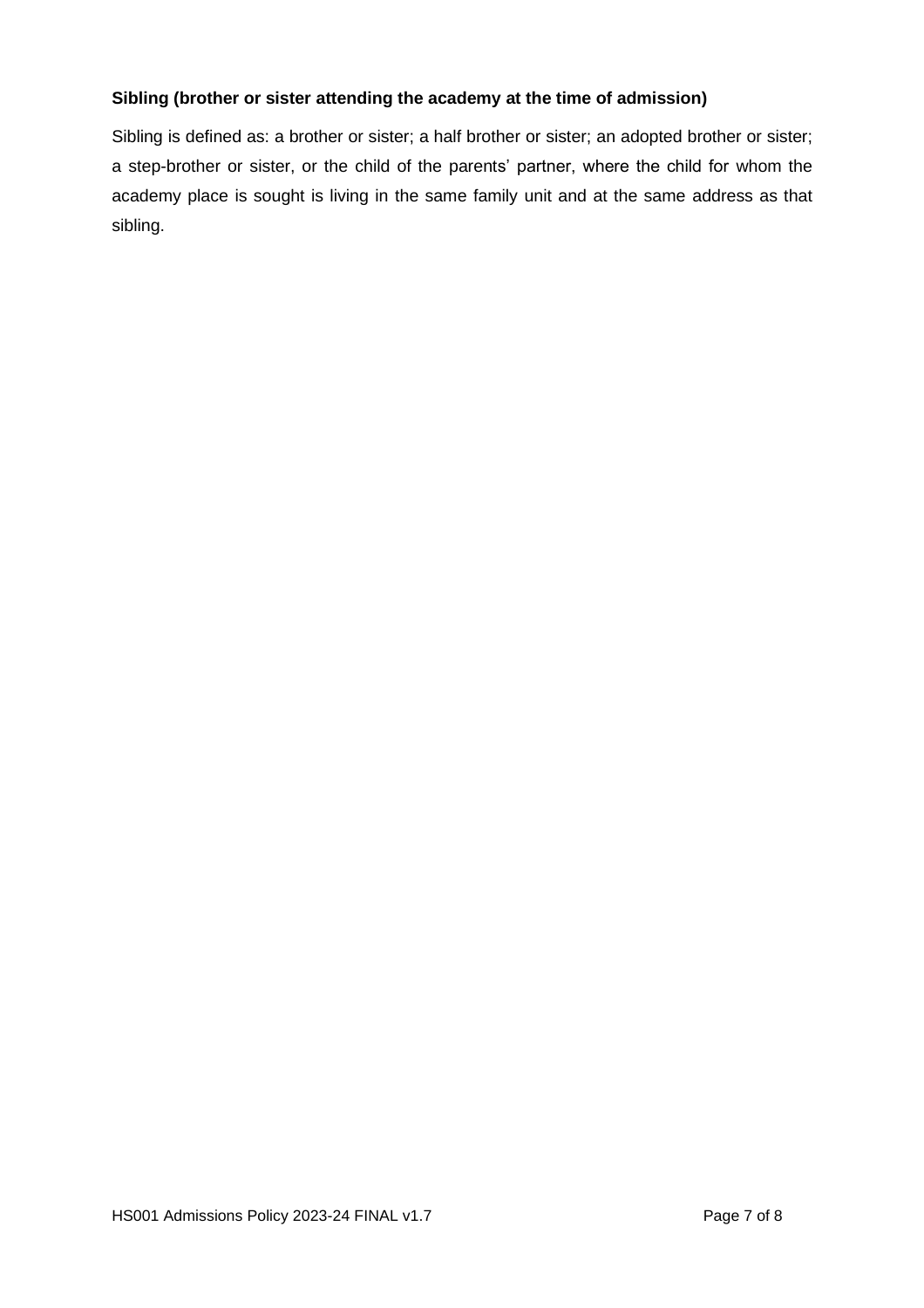**Sibling (brother or sister attending the academy at the time of admission)**

Sibling is defined as: a brother or sister; a half brother or sister; an adopted brother or sister; a step-brother or sister, or the child of the parents' partner, where the child for whom the academy place is sought is living in the same family unit and at the same address as that sibling.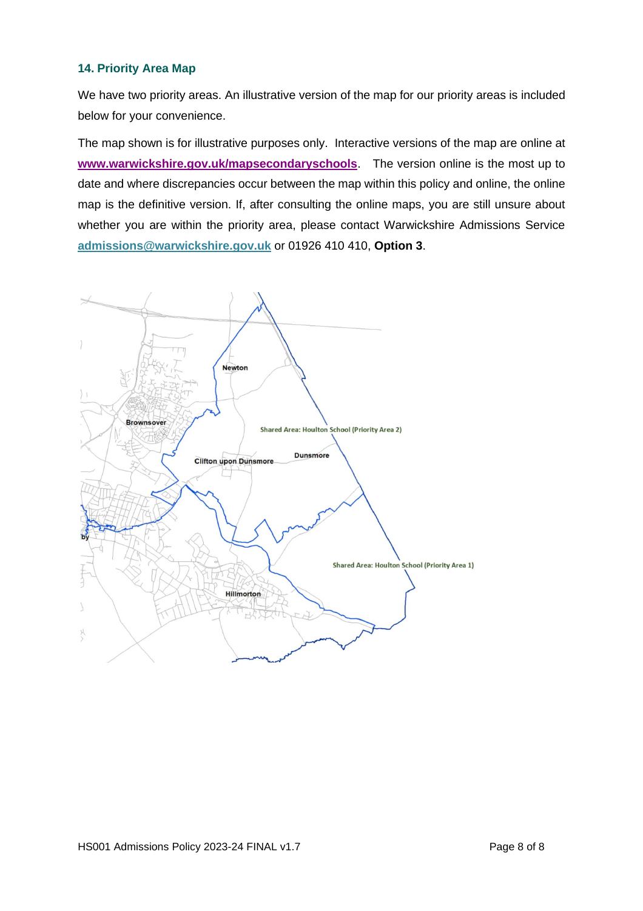## 14. Priority Area Map

We have two priority areas. An illustrative version of the map for our priority areas is included below for your convenience.

The map shown is for illustrative purposes only. Interactive versions of the map are online at **[www.warwickshire.gov.uk/mapsecondaryschools](http://www.warwickshire.gov.uk/mapsecondaryschools)**. The version online is the most up to date and where discrepancies occur between the map within this policy and online, the online map is the definitive version. If, after consulting the online maps, you are still unsure about whether you are within the priority area, please contact Warwickshire Admissions Service **[admissions@warwickshire.gov.uk](mailto:admissions@warwickshire.gov.uk)** or 01926 410 410, **Option 3**.

Newton

Brownsover

Shared Area: Houlton School (Priority Area 2)

Clifton upon Dunsmore

Dunsmore

by

Shared Area: Houlton School (Priority Area 1)

Hillmorton